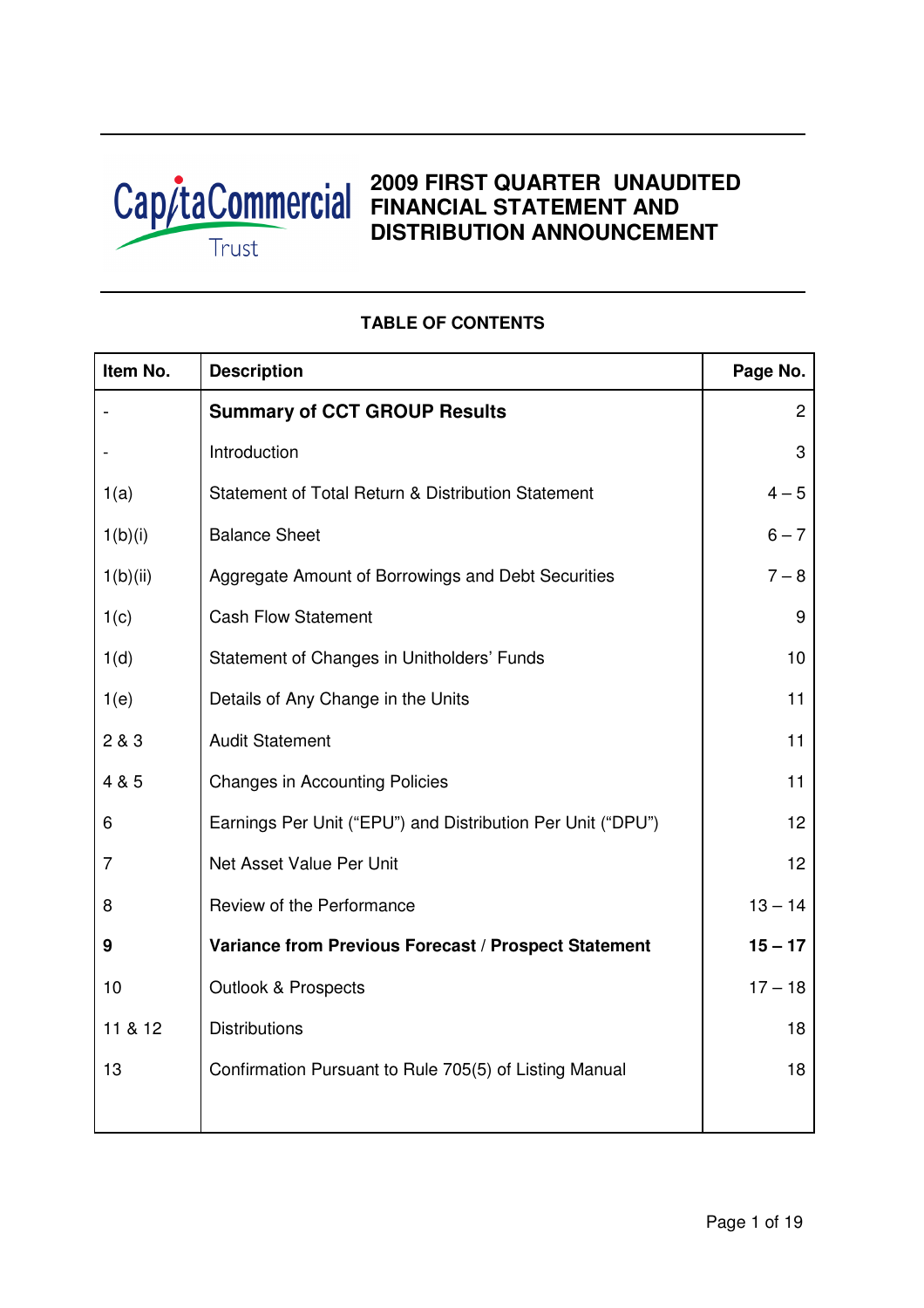CapitaCommercial Trust

# 2009 FIRST QUARTER UNAUDITED FINANCIAL STATEMENT AND DISTRIBUTION ANNOUNCEMENT

## TABLE OF CONTENTS

| Item No. | Description | Page No. |
|---|---|---|
| - | **Summary of CCT GROUP Results** | 2 |
| - | Introduction | 3 |
| 1(a) | Statement of Total Return & Distribution Statement | 4 – 5 |
| 1(b)(i) | Balance Sheet | 6 – 7 |
| 1(b)(ii) | Aggregate Amount of Borrowings and Debt Securities | 7 – 8 |
| 1(c) | Cash Flow Statement | 9 |
| 1(d) | Statement of Changes in Unitholders' Funds | 10 |
| 1(e) | Details of Any Change in the Units | 11 |
| 2 & 3 | Audit Statement | 11 |
| 4 & 5 | Changes in Accounting Policies | 11 |
| 6 | Earnings Per Unit ("EPU") and Distribution Per Unit ("DPU") | 12 |
| 7 | Net Asset Value Per Unit | 12 |
| 8 | Review of the Performance | 13 – 14 |
| **9** | **Variance from Previous Forecast / Prospect Statement** | **15 – 17** |
| 10 | Outlook & Prospects | 17 – 18 |
| 11 & 12 | Distributions | 18 |
| 13 | Confirmation Pursuant to Rule 705(5) of Listing Manual | 18 |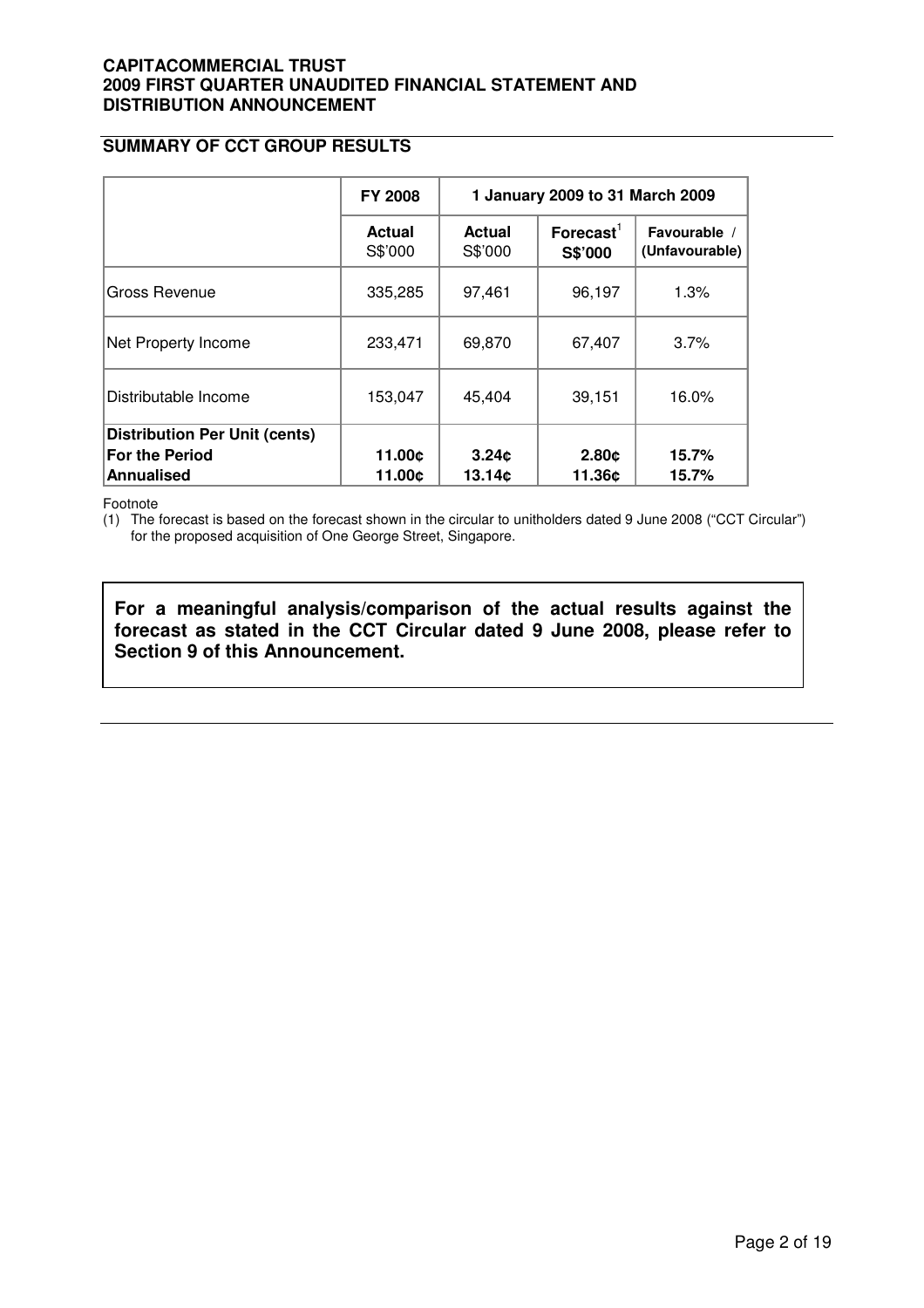**CAPITACOMMERCIAL TRUST**
**2009 FIRST QUARTER UNAUDITED FINANCIAL STATEMENT AND DISTRIBUTION ANNOUNCEMENT**

## SUMMARY OF CCT GROUP RESULTS

| | FY 2008 | 1 January 2009 to 31 March 2009 | | |
|---|---|---|---|---|
| | **Actual** S$'000 | **Actual** S$'000 | **Forecast**[1] **S$'000** | **Favourable / (Unfavourable)** |
| Gross Revenue | 335,285 | 97,461 | 96,197 | 1.3% |
| Net Property Income | 233,471 | 69,870 | 67,407 | 3.7% |
| Distributable Income | 153,047 | 45,404 | 39,151 | 16.0% |
| **Distribution Per Unit (cents)** | | | | |
| **For the Period** | **11.00¢** | **3.24¢** | **2.80¢** | **15.7%** |
| **Annualised** | **11.00¢** | **13.14¢** | **11.36¢** | **15.7%** |

Footnote

(1) The forecast is based on the forecast shown in the circular to unitholders dated 9 June 2008 ("CCT Circular") for the proposed acquisition of One George Street, Singapore.

**For a meaningful analysis/comparison of the actual results against the forecast as stated in the CCT Circular dated 9 June 2008, please refer to Section 9 of this Announcement.**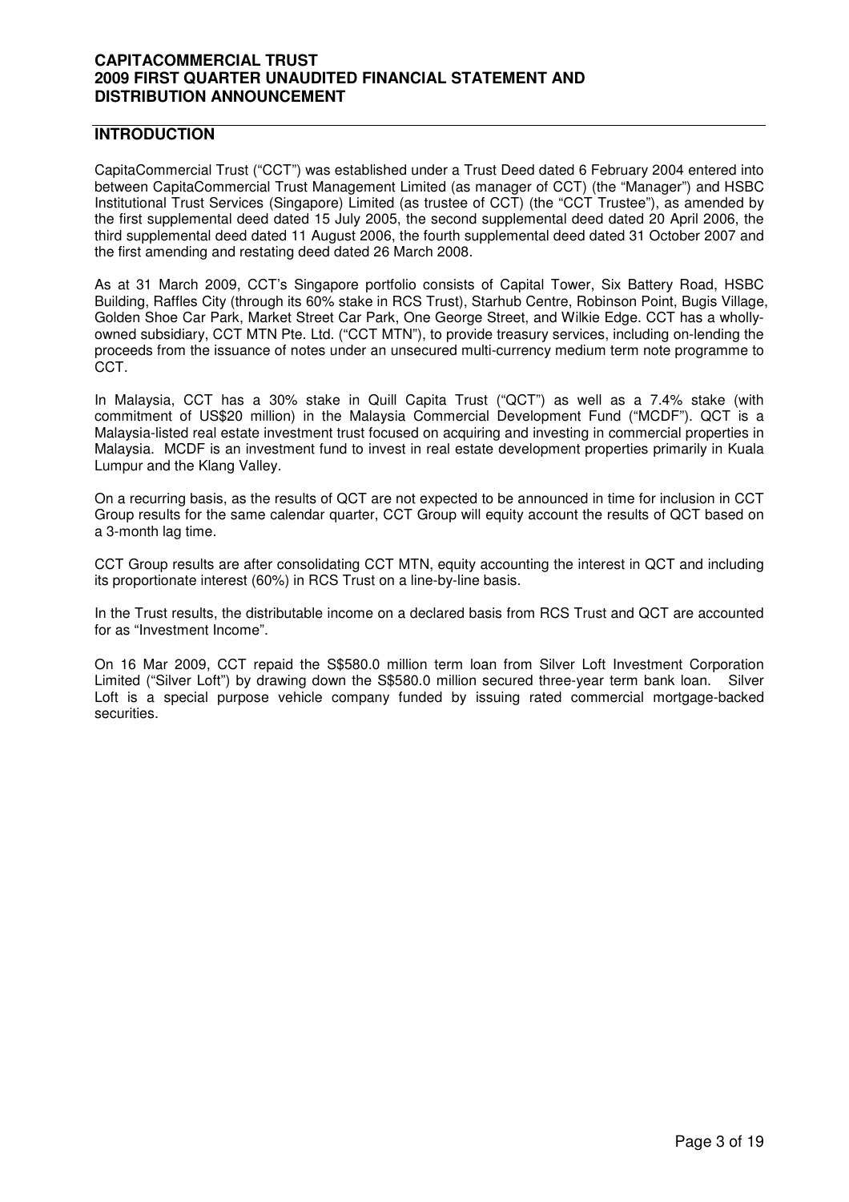## INTRODUCTION

CapitaCommercial Trust ("CCT") was established under a Trust Deed dated 6 February 2004 entered into between CapitaCommercial Trust Management Limited (as manager of CCT) (the "Manager") and HSBC Institutional Trust Services (Singapore) Limited (as trustee of CCT) (the "CCT Trustee"), as amended by the first supplemental deed dated 15 July 2005, the second supplemental deed dated 20 April 2006, the third supplemental deed dated 11 August 2006, the fourth supplemental deed dated 31 October 2007 and the first amending and restating deed dated 26 March 2008.

As at 31 March 2009, CCT's Singapore portfolio consists of Capital Tower, Six Battery Road, HSBC Building, Raffles City (through its 60% stake in RCS Trust), Starhub Centre, Robinson Point, Bugis Village, Golden Shoe Car Park, Market Street Car Park, One George Street, and Wilkie Edge. CCT has a wholly-owned subsidiary, CCT MTN Pte. Ltd. ("CCT MTN"), to provide treasury services, including on-lending the proceeds from the issuance of notes under an unsecured multi-currency medium term note programme to CCT.

In Malaysia, CCT has a 30% stake in Quill Capita Trust ("QCT") as well as a 7.4% stake (with commitment of US$20 million) in the Malaysia Commercial Development Fund ("MCDF"). QCT is a Malaysia-listed real estate investment trust focused on acquiring and investing in commercial properties in Malaysia. MCDF is an investment fund to invest in real estate development properties primarily in Kuala Lumpur and the Klang Valley.

On a recurring basis, as the results of QCT are not expected to be announced in time for inclusion in CCT Group results for the same calendar quarter, CCT Group will equity account the results of QCT based on a 3-month lag time.

CCT Group results are after consolidating CCT MTN, equity accounting the interest in QCT and including its proportionate interest (60%) in RCS Trust on a line-by-line basis.

In the Trust results, the distributable income on a declared basis from RCS Trust and QCT are accounted for as "Investment Income".

On 16 Mar 2009, CCT repaid the S$580.0 million term loan from Silver Loft Investment Corporation Limited ("Silver Loft") by drawing down the S$580.0 million secured three-year term bank loan. Silver Loft is a special purpose vehicle company funded by issuing rated commercial mortgage-backed securities.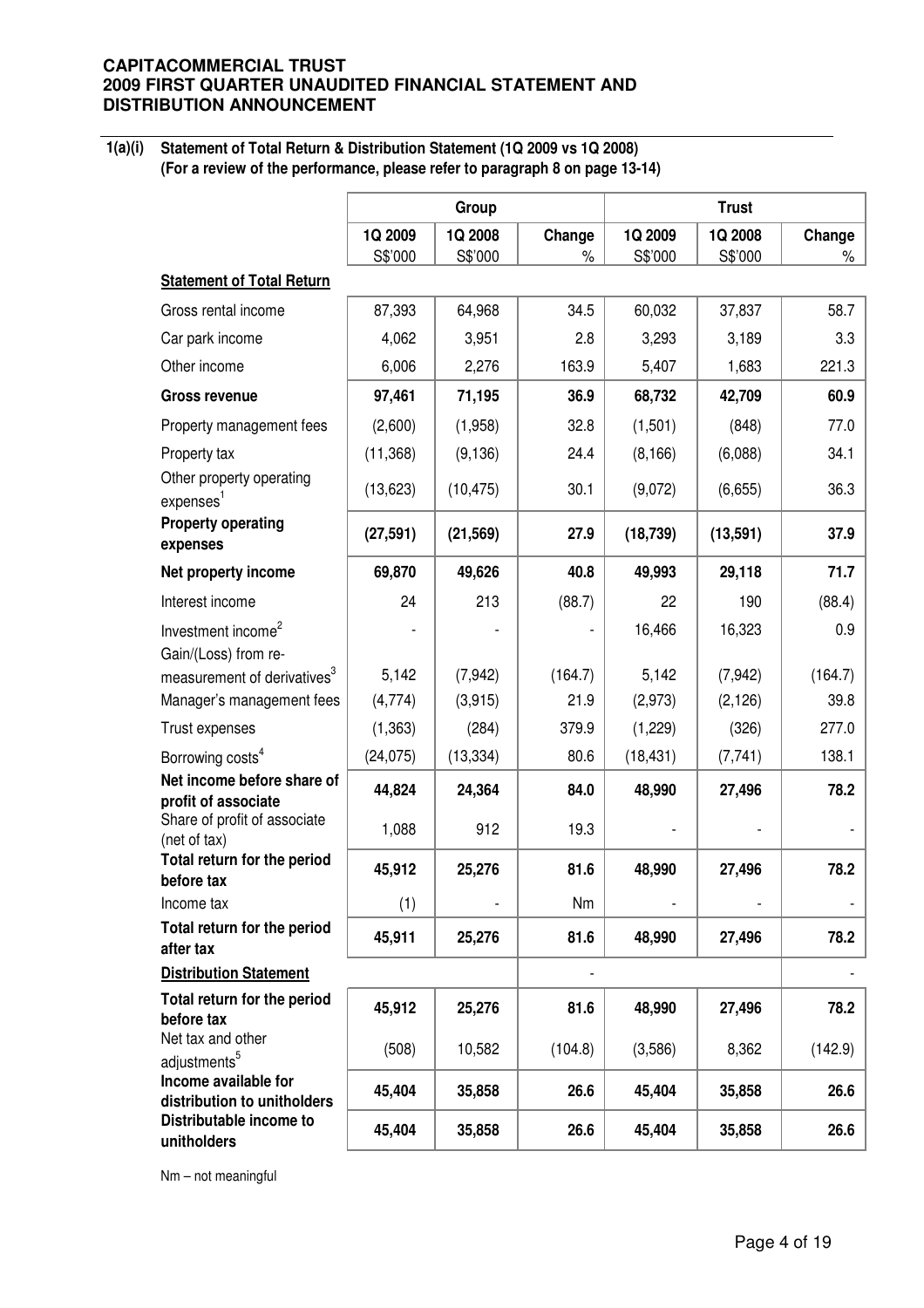## 1(a)(i) Statement of Total Return & Distribution Statement (1Q 2009 vs 1Q 2008)
**(For a review of the performance, please refer to paragraph 8 on page 13-14)**

| | Group | | | Trust | | |
|---|---|---|---|---|---|---|
| | 1Q 2009 S$'000 | 1Q 2008 S$'000 | Change % | 1Q 2009 S$'000 | 1Q 2008 S$'000 | Change % |
| **Statement of Total Return** | | | | | | |
| Gross rental income | 87,393 | 64,968 | 34.5 | 60,032 | 37,837 | 58.7 |
| Car park income | 4,062 | 3,951 | 2.8 | 3,293 | 3,189 | 3.3 |
| Other income | 6,006 | 2,276 | 163.9 | 5,407 | 1,683 | 221.3 |
| **Gross revenue** | **97,461** | **71,195** | **36.9** | **68,732** | **42,709** | **60.9** |
| Property management fees | (2,600) | (1,958) | 32.8 | (1,501) | (848) | 77.0 |
| Property tax | (11,368) | (9,136) | 24.4 | (8,166) | (6,088) | 34.1 |
| Other property operating expenses[1] | (13,623) | (10,475) | 30.1 | (9,072) | (6,655) | 36.3 |
| **Property operating expenses** | **(27,591)** | **(21,569)** | **27.9** | **(18,739)** | **(13,591)** | **37.9** |
| **Net property income** | **69,870** | **49,626** | **40.8** | **49,993** | **29,118** | **71.7** |
| Interest income | 24 | 213 | (88.7) | 22 | 190 | (88.4) |
| Investment income[2] | - | - | - | 16,466 | 16,323 | 0.9 |
| Gain/(Loss) from re-measurement of derivatives[3] | 5,142 | (7,942) | (164.7) | 5,142 | (7,942) | (164.7) |
| Manager's management fees | (4,774) | (3,915) | 21.9 | (2,973) | (2,126) | 39.8 |
| Trust expenses | (1,363) | (284) | 379.9 | (1,229) | (326) | 277.0 |
| Borrowing costs[4] | (24,075) | (13,334) | 80.6 | (18,431) | (7,741) | 138.1 |
| **Net income before share of profit of associate** | **44,824** | **24,364** | **84.0** | **48,990** | **27,496** | **78.2** |
| Share of profit of associate (net of tax) | 1,088 | 912 | 19.3 | - | - | - |
| **Total return for the period before tax** | **45,912** | **25,276** | **81.6** | **48,990** | **27,496** | **78.2** |
| Income tax | (1) | - | Nm | - | - | - |
| **Total return for the period after tax** | **45,911** | **25,276** | **81.6** | **48,990** | **27,496** | **78.2** |
| **Distribution Statement** | | | - | | | - |
| **Total return for the period before tax** | **45,912** | **25,276** | **81.6** | **48,990** | **27,496** | **78.2** |
| Net tax and other adjustments[5] | (508) | 10,582 | (104.8) | (3,586) | 8,362 | (142.9) |
| **Income available for distribution to unitholders** | **45,404** | **35,858** | **26.6** | **45,404** | **35,858** | **26.6** |
| **Distributable income to unitholders** | **45,404** | **35,858** | **26.6** | **45,404** | **35,858** | **26.6** |

Nm – not meaningful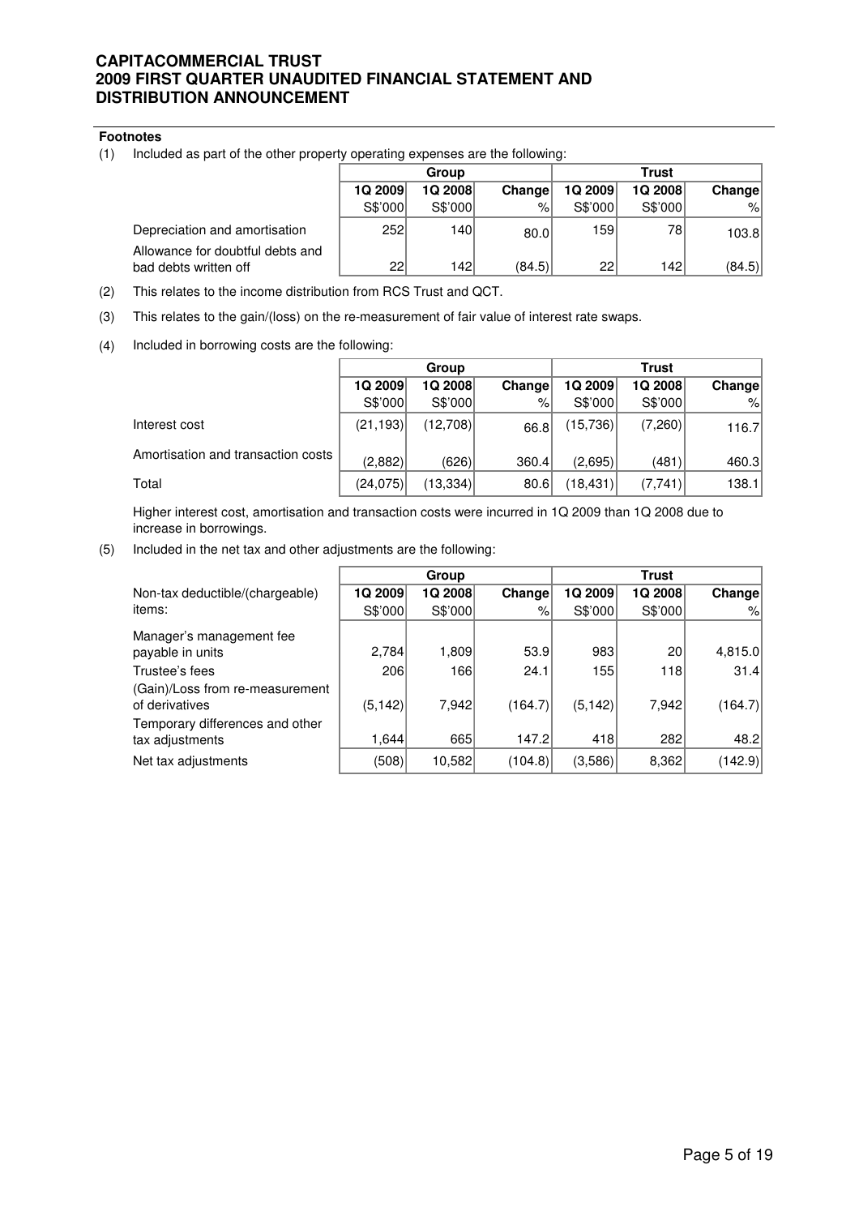**Footnotes**

(1) Included as part of the other property operating expenses are the following:

| | Group | | | Trust | | |
|---|---|---|---|---|---|---|
| | 1Q 2009 | 1Q 2008 | Change | 1Q 2009 | 1Q 2008 | Change |
| | S$'000 | S$'000 | % | S$'000 | S$'000 | % |
| Depreciation and amortisation | 252 | 140 | 80.0 | 159 | 78 | 103.8 |
| Allowance for doubtful debts and bad debts written off | 22 | 142 | (84.5) | 22 | 142 | (84.5) |

(2) This relates to the income distribution from RCS Trust and QCT.

(3) This relates to the gain/(loss) on the re-measurement of fair value of interest rate swaps.

(4) Included in borrowing costs are the following:

| | Group | | | Trust | | |
|---|---|---|---|---|---|---|
| | 1Q 2009 | 1Q 2008 | Change | 1Q 2009 | 1Q 2008 | Change |
| | S$'000 | S$'000 | % | S$'000 | S$'000 | % |
| Interest cost | (21,193) | (12,708) | 66.8 | (15,736) | (7,260) | 116.7 |
| Amortisation and transaction costs | (2,882) | (626) | 360.4 | (2,695) | (481) | 460.3 |
| Total | (24,075) | (13,334) | 80.6 | (18,431) | (7,741) | 138.1 |

Higher interest cost, amortisation and transaction costs were incurred in 1Q 2009 than 1Q 2008 due to increase in borrowings.

(5) Included in the net tax and other adjustments are the following:

| | Group | | | Trust | | |
|---|---|---|---|---|---|---|
| Non-tax deductible/(chargeable) items: | 1Q 2009 | 1Q 2008 | Change | 1Q 2009 | 1Q 2008 | Change |
| | S$'000 | S$'000 | % | S$'000 | S$'000 | % |
| Manager's management fee payable in units | 2,784 | 1,809 | 53.9 | 983 | 20 | 4,815.0 |
| Trustee's fees | 206 | 166 | 24.1 | 155 | 118 | 31.4 |
| (Gain)/Loss from re-measurement of derivatives | (5,142) | 7,942 | (164.7) | (5,142) | 7,942 | (164.7) |
| Temporary differences and other tax adjustments | 1,644 | 665 | 147.2 | 418 | 282 | 48.2 |
| Net tax adjustments | (508) | 10,582 | (104.8) | (3,586) | 8,362 | (142.9) |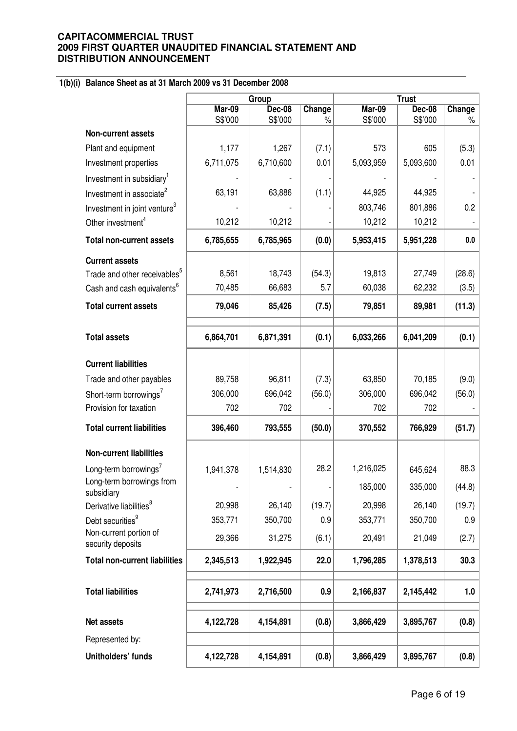**CAPITACOMMERCIAL TRUST**
**2009 FIRST QUARTER UNAUDITED FINANCIAL STATEMENT AND DISTRIBUTION ANNOUNCEMENT**

### 1(b)(i) Balance Sheet as at 31 March 2009 vs 31 December 2008

| | Group | | | Trust | | |
|---|---|---|---|---|---|---|
| | **Mar-09** S$'000 | **Dec-08** S$'000 | **Change** % | **Mar-09** S$'000 | **Dec-08** S$'000 | **Change** % |
| **Non-current assets** | | | | | | |
| Plant and equipment | 1,177 | 1,267 | (7.1) | 573 | 605 | (5.3) |
| Investment properties | 6,711,075 | 6,710,600 | 0.01 | 5,093,959 | 5,093,600 | 0.01 |
| Investment in subsidiary[1] | - | - | - | - | - | - |
| Investment in associate[2] | 63,191 | 63,886 | (1.1) | 44,925 | 44,925 | - |
| Investment in joint venture[3] | - | - | - | 803,746 | 801,886 | 0.2 |
| Other investment[4] | 10,212 | 10,212 | - | 10,212 | 10,212 | - |
| **Total non-current assets** | **6,785,655** | **6,785,965** | **(0.0)** | **5,953,415** | **5,951,228** | **0.0** |
| **Current assets** | | | | | | |
| Trade and other receivables[5] | 8,561 | 18,743 | (54.3) | 19,813 | 27,749 | (28.6) |
| Cash and cash equivalents[6] | 70,485 | 66,683 | 5.7 | 60,038 | 62,232 | (3.5) |
| **Total current assets** | **79,046** | **85,426** | **(7.5)** | **79,851** | **89,981** | **(11.3)** |
| **Total assets** | **6,864,701** | **6,871,391** | **(0.1)** | **6,033,266** | **6,041,209** | **(0.1)** |
| **Current liabilities** | | | | | | |
| Trade and other payables | 89,758 | 96,811 | (7.3) | 63,850 | 70,185 | (9.0) |
| Short-term borrowings[7] | 306,000 | 696,042 | (56.0) | 306,000 | 696,042 | (56.0) |
| Provision for taxation | 702 | 702 | - | 702 | 702 | - |
| **Total current liabilities** | **396,460** | **793,555** | **(50.0)** | **370,552** | **766,929** | **(51.7)** |
| **Non-current liabilities** | | | | | | |
| Long-term borrowings[7] | 1,941,378 | 1,514,830 | 28.2 | 1,216,025 | 645,624 | 88.3 |
| Long-term borrowings from subsidiary | - | - | - | 185,000 | 335,000 | (44.8) |
| Derivative liabilities[8] | 20,998 | 26,140 | (19.7) | 20,998 | 26,140 | (19.7) |
| Debt securities[9] | 353,771 | 350,700 | 0.9 | 353,771 | 350,700 | 0.9 |
| Non-current portion of security deposits | 29,366 | 31,275 | (6.1) | 20,491 | 21,049 | (2.7) |
| **Total non-current liabilities** | **2,345,513** | **1,922,945** | **22.0** | **1,796,285** | **1,378,513** | **30.3** |
| **Total liabilities** | **2,741,973** | **2,716,500** | **0.9** | **2,166,837** | **2,145,442** | **1.0** |
| **Net assets** | **4,122,728** | **4,154,891** | **(0.8)** | **3,866,429** | **3,895,767** | **(0.8)** |
| Represented by: | | | | | | |
| **Unitholders' funds** | **4,122,728** | **4,154,891** | **(0.8)** | **3,866,429** | **3,895,767** | **(0.8)** |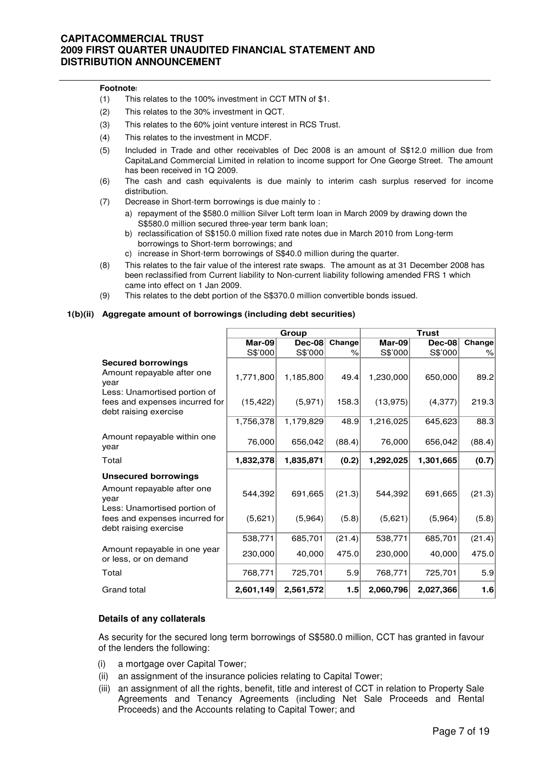**Footnotes**

(1) This relates to the 100% investment in CCT MTN of $1.

(2) This relates to the 30% investment in QCT.

(3) This relates to the 60% joint venture interest in RCS Trust.

(4) This relates to the investment in MCDF.

(5) Included in Trade and other receivables of Dec 2008 is an amount of S$12.0 million due from CapitaLand Commercial Limited in relation to income support for One George Street. The amount has been received in 1Q 2009.

(6) The cash and cash equivalents is due mainly to interim cash surplus reserved for income distribution.

(7) Decrease in Short-term borrowings is due mainly to :
   a) repayment of the $580.0 million Silver Loft term loan in March 2009 by drawing down the S$580.0 million secured three-year term bank loan;
   b) reclassification of S$150.0 million fixed rate notes due in March 2010 from Long-term borrowings to Short-term borrowings; and
   c) increase in Short-term borrowings of S$40.0 million during the quarter.

(8) This relates to the fair value of the interest rate swaps. The amount as at 31 December 2008 has been reclassified from Current liability to Non-current liability following amended FRS 1 which came into effect on 1 Jan 2009.

(9) This relates to the debt portion of the S$370.0 million convertible bonds issued.

**1(b)(ii) Aggregate amount of borrowings (including debt securities)**

| | Group | | | Trust | | |
|---|---|---|---|---|---|---|
| | Mar-09 | Dec-08 | Change | Mar-09 | Dec-08 | Change |
| | S$'000 | S$'000 | % | S$'000 | S$'000 | % |
| **Secured borrowings** | | | | | | |
| Amount repayable after one year | 1,771,800 | 1,185,800 | 49.4 | 1,230,000 | 650,000 | 89.2 |
| Less: Unamortised portion of fees and expenses incurred for debt raising exercise | (15,422) | (5,971) | 158.3 | (13,975) | (4,377) | 219.3 |
| | 1,756,378 | 1,179,829 | 48.9 | 1,216,025 | 645,623 | 88.3 |
| Amount repayable within one year | 76,000 | 656,042 | (88.4) | 76,000 | 656,042 | (88.4) |
| Total | **1,832,378** | **1,835,871** | **(0.2)** | **1,292,025** | **1,301,665** | **(0.7)** |
| **Unsecured borrowings** | | | | | | |
| Amount repayable after one year | 544,392 | 691,665 | (21.3) | 544,392 | 691,665 | (21.3) |
| Less: Unamortised portion of fees and expenses incurred for debt raising exercise | (5,621) | (5,964) | (5.8) | (5,621) | (5,964) | (5.8) |
| | 538,771 | 685,701 | (21.4) | 538,771 | 685,701 | (21.4) |
| Amount repayable in one year or less, or on demand | 230,000 | 40,000 | 475.0 | 230,000 | 40,000 | 475.0 |
| Total | 768,771 | 725,701 | 5.9 | 768,771 | 725,701 | 5.9 |
| Grand total | **2,601,149** | **2,561,572** | **1.5** | **2,060,796** | **2,027,366** | **1.6** |

**Details of any collaterals**

As security for the secured long term borrowings of S$580.0 million, CCT has granted in favour of the lenders the following:

(i) a mortgage over Capital Tower;

(ii) an assignment of the insurance policies relating to Capital Tower;

(iii) an assignment of all the rights, benefit, title and interest of CCT in relation to Property Sale Agreements and Tenancy Agreements (including Net Sale Proceeds and Rental Proceeds) and the Accounts relating to Capital Tower; and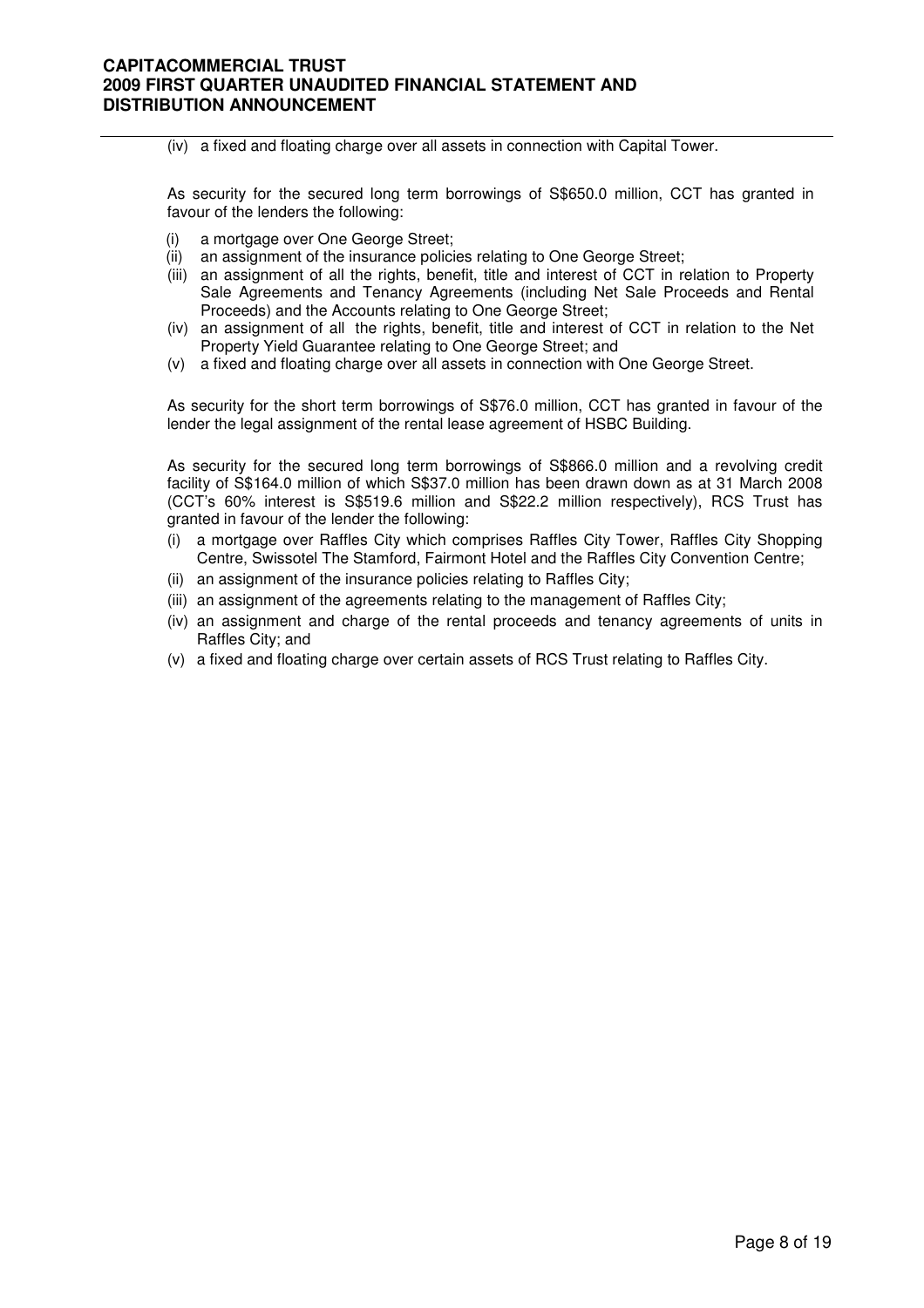(iv) a fixed and floating charge over all assets in connection with Capital Tower.

As security for the secured long term borrowings of S$650.0 million, CCT has granted in favour of the lenders the following:

(i) a mortgage over One George Street;
(ii) an assignment of the insurance policies relating to One George Street;
(iii) an assignment of all the rights, benefit, title and interest of CCT in relation to Property Sale Agreements and Tenancy Agreements (including Net Sale Proceeds and Rental Proceeds) and the Accounts relating to One George Street;
(iv) an assignment of all the rights, benefit, title and interest of CCT in relation to the Net Property Yield Guarantee relating to One George Street; and
(v) a fixed and floating charge over all assets in connection with One George Street.

As security for the short term borrowings of S$76.0 million, CCT has granted in favour of the lender the legal assignment of the rental lease agreement of HSBC Building.

As security for the secured long term borrowings of S$866.0 million and a revolving credit facility of S$164.0 million of which S$37.0 million has been drawn down as at 31 March 2008 (CCT's 60% interest is S$519.6 million and S$22.2 million respectively), RCS Trust has granted in favour of the lender the following:

(i) a mortgage over Raffles City which comprises Raffles City Tower, Raffles City Shopping Centre, Swissotel The Stamford, Fairmont Hotel and the Raffles City Convention Centre;
(ii) an assignment of the insurance policies relating to Raffles City;
(iii) an assignment of the agreements relating to the management of Raffles City;
(iv) an assignment and charge of the rental proceeds and tenancy agreements of units in Raffles City; and
(v) a fixed and floating charge over certain assets of RCS Trust relating to Raffles City.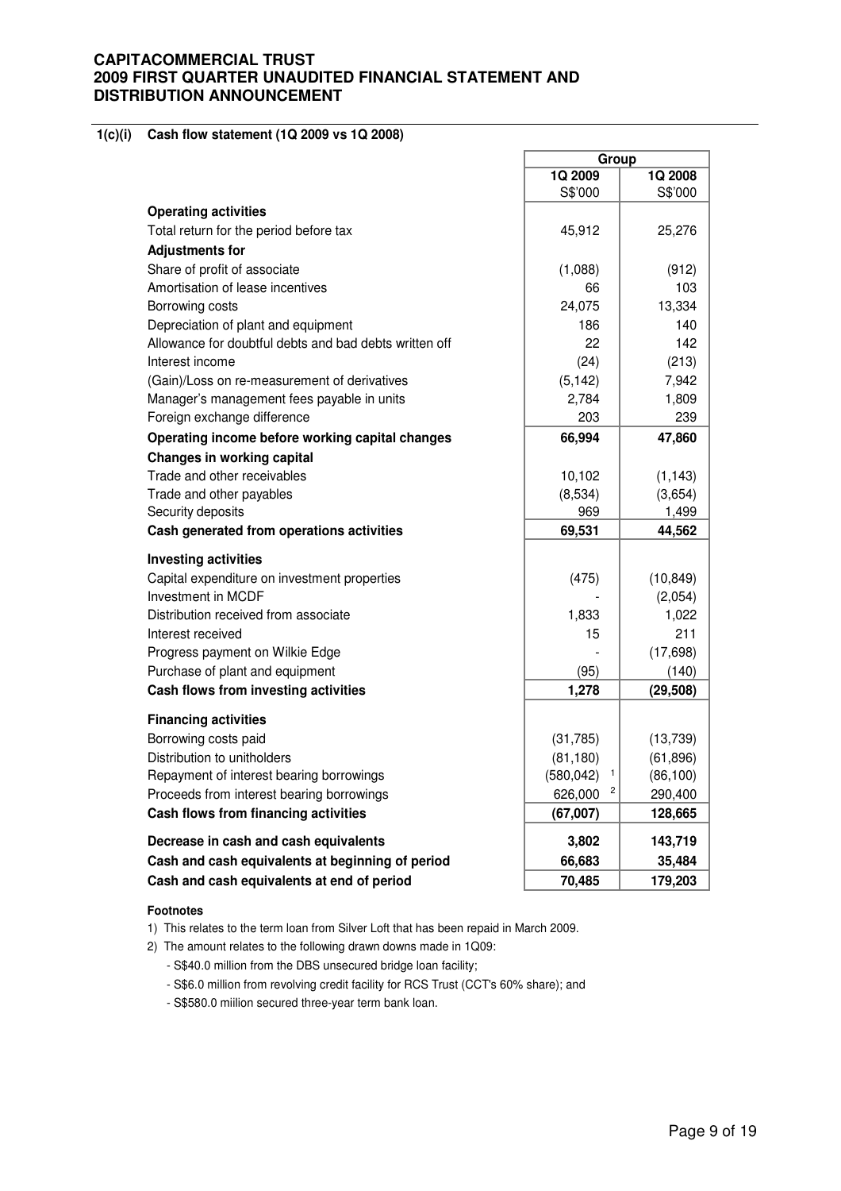## 1(c)(i) Cash flow statement (1Q 2009 vs 1Q 2008)

| | Group | |
|---|---|---|
| | 1Q 2009 | 1Q 2008 |
| | S$'000 | S$'000 |
| **Operating activities** | | |
| Total return for the period before tax | 45,912 | 25,276 |
| **Adjustments for** | | |
| Share of profit of associate | (1,088) | (912) |
| Amortisation of lease incentives | 66 | 103 |
| Borrowing costs | 24,075 | 13,334 |
| Depreciation of plant and equipment | 186 | 140 |
| Allowance for doubtful debts and bad debts written off | 22 | 142 |
| Interest income | (24) | (213) |
| (Gain)/Loss on re-measurement of derivatives | (5,142) | 7,942 |
| Manager's management fees payable in units | 2,784 | 1,809 |
| Foreign exchange difference | 203 | 239 |
| **Operating income before working capital changes** | **66,994** | **47,860** |
| **Changes in working capital** | | |
| Trade and other receivables | 10,102 | (1,143) |
| Trade and other payables | (8,534) | (3,654) |
| Security deposits | 969 | 1,499 |
| **Cash generated from operations activities** | **69,531** | **44,562** |
| **Investing activities** | | |
| Capital expenditure on investment properties | (475) | (10,849) |
| Investment in MCDF | - | (2,054) |
| Distribution received from associate | 1,833 | 1,022 |
| Interest received | 15 | 211 |
| Progress payment on Wilkie Edge | - | (17,698) |
| Purchase of plant and equipment | (95) | (140) |
| **Cash flows from investing activities** | **1,278** | **(29,508)** |
| **Financing activities** | | |
| Borrowing costs paid | (31,785) | (13,739) |
| Distribution to unitholders | (81,180) | (61,896) |
| Repayment of interest bearing borrowings | (580,042) [1] | (86,100) |
| Proceeds from interest bearing borrowings | 626,000 [2] | 290,400 |
| **Cash flows from financing activities** | **(67,007)** | **128,665** |
| **Decrease in cash and cash equivalents** | **3,802** | **143,719** |
| **Cash and cash equivalents at beginning of period** | **66,683** | **35,484** |
| **Cash and cash equivalents at end of period** | **70,485** | **179,203** |

**Footnotes**

1) This relates to the term loan from Silver Loft that has been repaid in March 2009.

2) The amount relates to the following drawn downs made in 1Q09:
   - S$40.0 million from the DBS unsecured bridge loan facility;
   - S$6.0 million from revolving credit facility for RCS Trust (CCT's 60% share); and
   - S$580.0 miilion secured three-year term bank loan.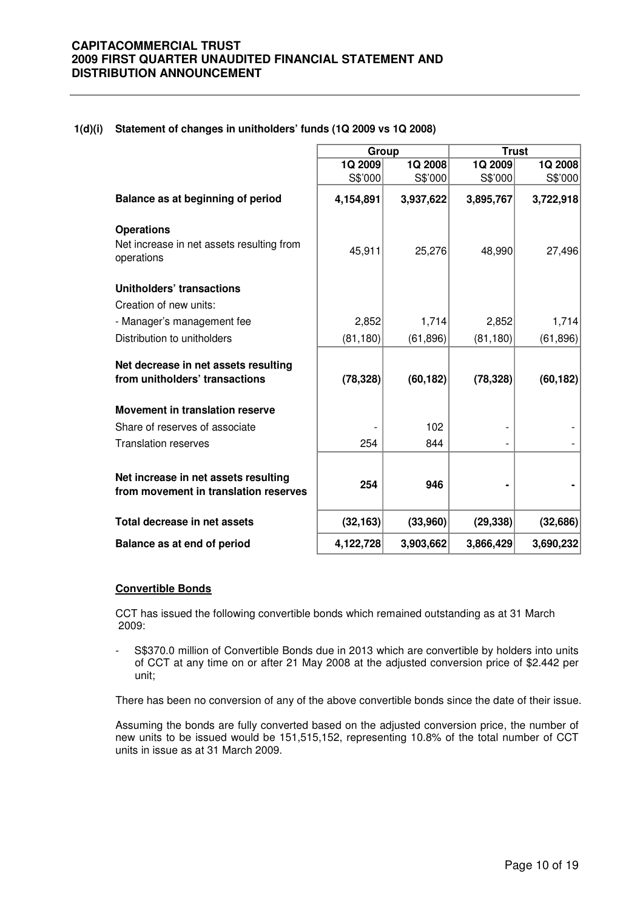### 1(d)(i) Statement of changes in unitholders' funds (1Q 2009 vs 1Q 2008)

| | Group | | Trust | |
|---|---|---|---|---|
| | 1Q 2009 | 1Q 2008 | 1Q 2009 | 1Q 2008 |
| | S$'000 | S$'000 | S$'000 | S$'000 |
| **Balance as at beginning of period** | **4,154,891** | **3,937,622** | **3,895,767** | **3,722,918** |
| **Operations** | | | | |
| Net increase in net assets resulting from operations | 45,911 | 25,276 | 48,990 | 27,496 |
| **Unitholders' transactions** | | | | |
| Creation of new units: | | | | |
| - Manager's management fee | 2,852 | 1,714 | 2,852 | 1,714 |
| Distribution to unitholders | (81,180) | (61,896) | (81,180) | (61,896) |
| **Net decrease in net assets resulting from unitholders' transactions** | **(78,328)** | **(60,182)** | **(78,328)** | **(60,182)** |
| **Movement in translation reserve** | | | | |
| Share of reserves of associate | - | 102 | - | - |
| Translation reserves | 254 | 844 | - | - |
| **Net increase in net assets resulting from movement in translation reserves** | **254** | **946** | **-** | **-** |
| **Total decrease in net assets** | **(32,163)** | **(33,960)** | **(29,338)** | **(32,686)** |
| **Balance as at end of period** | **4,122,728** | **3,903,662** | **3,866,429** | **3,690,232** |

**Convertible Bonds**

CCT has issued the following convertible bonds which remained outstanding as at 31 March 2009:

- S$370.0 million of Convertible Bonds due in 2013 which are convertible by holders into units of CCT at any time on or after 21 May 2008 at the adjusted conversion price of $2.442 per unit;

There has been no conversion of any of the above convertible bonds since the date of their issue.

Assuming the bonds are fully converted based on the adjusted conversion price, the number of new units to be issued would be 151,515,152, representing 10.8% of the total number of CCT units in issue as at 31 March 2009.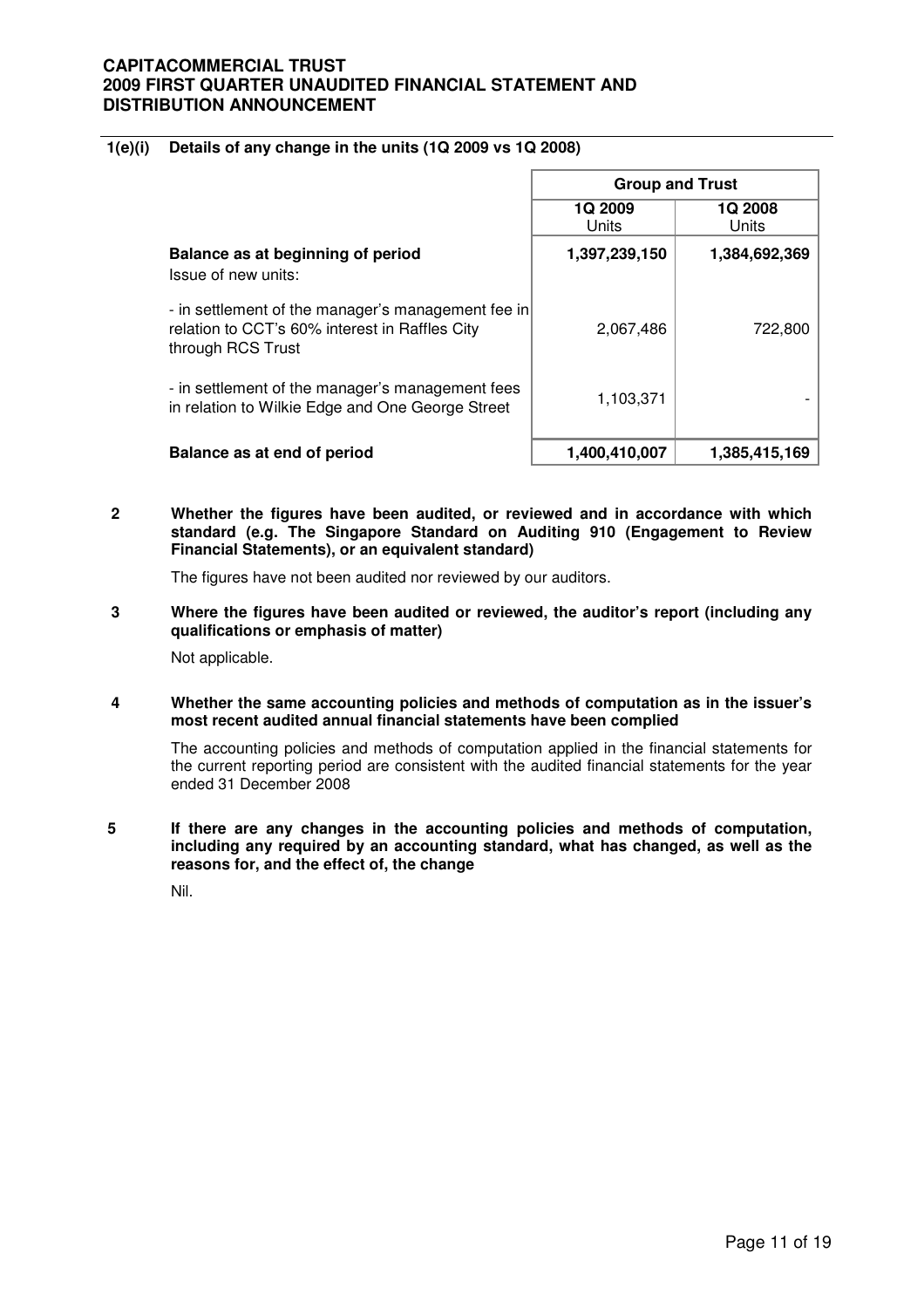### 1(e)(i) Details of any change in the units (1Q 2009 vs 1Q 2008)

| | Group and Trust | |
|---|---|---|
| | 1Q 2009 Units | 1Q 2008 Units |
| **Balance as at beginning of period** | **1,397,239,150** | **1,384,692,369** |
| Issue of new units: | | |
| - in settlement of the manager's management fee in relation to CCT's 60% interest in Raffles City through RCS Trust | 2,067,486 | 722,800 |
| - in settlement of the manager's management fees in relation to Wilkie Edge and One George Street | 1,103,371 | - |
| **Balance as at end of period** | **1,400,410,007** | **1,385,415,169** |

**2 Whether the figures have been audited, or reviewed and in accordance with which standard (e.g. The Singapore Standard on Auditing 910 (Engagement to Review Financial Statements), or an equivalent standard)**

The figures have not been audited nor reviewed by our auditors.

**3 Where the figures have been audited or reviewed, the auditor's report (including any qualifications or emphasis of matter)**

Not applicable.

**4 Whether the same accounting policies and methods of computation as in the issuer's most recent audited annual financial statements have been complied**

The accounting policies and methods of computation applied in the financial statements for the current reporting period are consistent with the audited financial statements for the year ended 31 December 2008

**5 If there are any changes in the accounting policies and methods of computation, including any required by an accounting standard, what has changed, as well as the reasons for, and the effect of, the change**

Nil.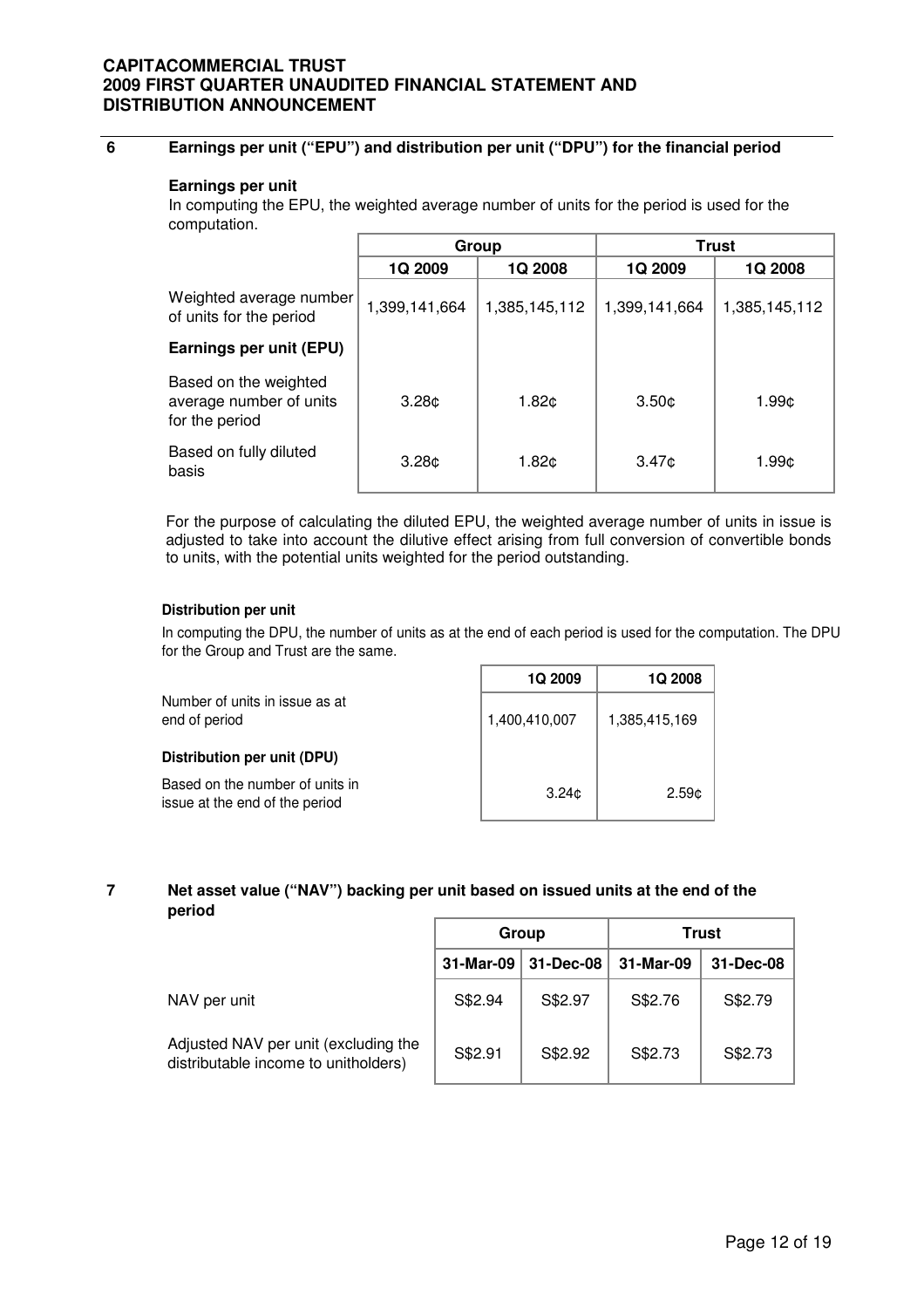## 6 Earnings per unit ("EPU") and distribution per unit ("DPU") for the financial period

**Earnings per unit**

In computing the EPU, the weighted average number of units for the period is used for the computation.

| | Group | | Trust | |
|---|---|---|---|---|
| | 1Q 2009 | 1Q 2008 | 1Q 2009 | 1Q 2008 |
| Weighted average number of units for the period | 1,399,141,664 | 1,385,145,112 | 1,399,141,664 | 1,385,145,112 |
| **Earnings per unit (EPU)** | | | | |
| Based on the weighted average number of units for the period | 3.28¢ | 1.82¢ | 3.50¢ | 1.99¢ |
| Based on fully diluted basis | 3.28¢ | 1.82¢ | 3.47¢ | 1.99¢ |

For the purpose of calculating the diluted EPU, the weighted average number of units in issue is adjusted to take into account the dilutive effect arising from full conversion of convertible bonds to units, with the potential units weighted for the period outstanding.

**Distribution per unit**

In computing the DPU, the number of units as at the end of each period is used for the computation. The DPU for the Group and Trust are the same.

| | 1Q 2009 | 1Q 2008 |
|---|---|---|
| Number of units in issue as at end of period | 1,400,410,007 | 1,385,415,169 |
| **Distribution per unit (DPU)** | | |
| Based on the number of units in issue at the end of the period | 3.24¢ | 2.59¢ |

## 7 Net asset value ("NAV") backing per unit based on issued units at the end of the period

| | Group | | Trust | |
|---|---|---|---|---|
| | 31-Mar-09 | 31-Dec-08 | 31-Mar-09 | 31-Dec-08 |
| NAV per unit | S$2.94 | S$2.97 | S$2.76 | S$2.79 |
| Adjusted NAV per unit (excluding the distributable income to unitholders) | S$2.91 | S$2.92 | S$2.73 | S$2.73 |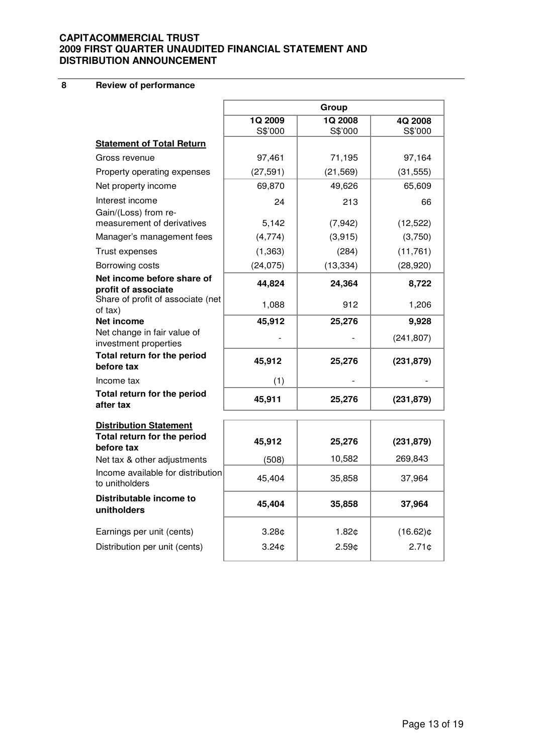## 8 Review of performance

| | Group | | |
|---|---|---|---|
| | 1Q 2009<br>S$'000 | 1Q 2008<br>S$'000 | 4Q 2008<br>S$'000 |
| **Statement of Total Return** | | | |
| Gross revenue | 97,461 | 71,195 | 97,164 |
| Property operating expenses | (27,591) | (21,569) | (31,555) |
| Net property income | 69,870 | 49,626 | 65,609 |
| Interest income | 24 | 213 | 66 |
| Gain/(Loss) from re-measurement of derivatives | 5,142 | (7,942) | (12,522) |
| Manager's management fees | (4,774) | (3,915) | (3,750) |
| Trust expenses | (1,363) | (284) | (11,761) |
| Borrowing costs | (24,075) | (13,334) | (28,920) |
| **Net income before share of profit of associate** | **44,824** | **24,364** | **8,722** |
| Share of profit of associate (net of tax) | 1,088 | 912 | 1,206 |
| **Net income** | **45,912** | **25,276** | **9,928** |
| Net change in fair value of investment properties | - | - | (241,807) |
| **Total return for the period before tax** | **45,912** | **25,276** | **(231,879)** |
| Income tax | (1) | - | - |
| **Total return for the period after tax** | **45,911** | **25,276** | **(231,879)** |
| **Distribution Statement** | | | |
| **Total return for the period before tax** | **45,912** | **25,276** | **(231,879)** |
| Net tax & other adjustments | (508) | 10,582 | 269,843 |
| Income available for distribution to unitholders | 45,404 | 35,858 | 37,964 |
| **Distributable income to unitholders** | **45,404** | **35,858** | **37,964** |
| Earnings per unit (cents) | 3.28¢ | 1.82¢ | (16.62)¢ |
| Distribution per unit (cents) | 3.24¢ | 2.59¢ | 2.71¢ |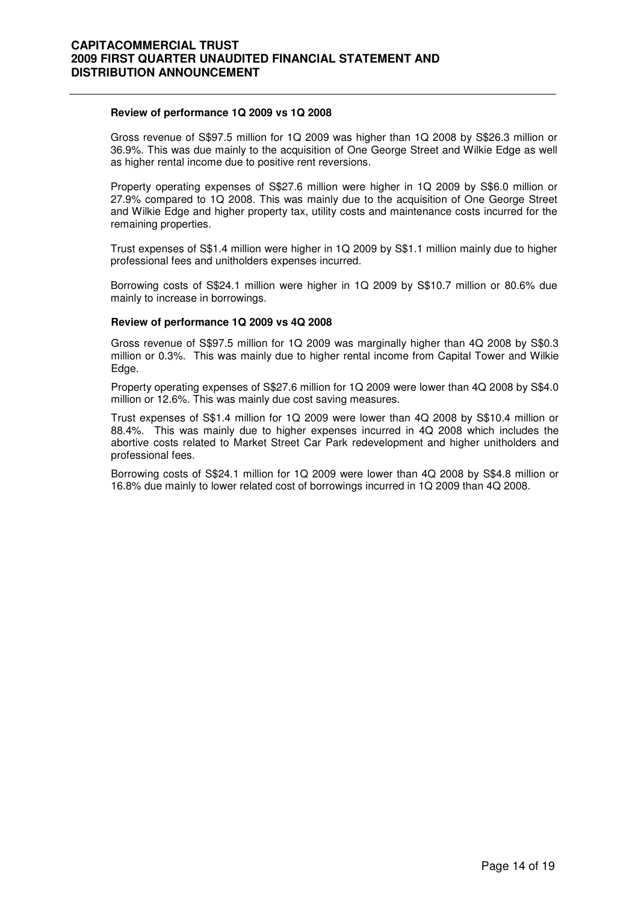### Review of performance 1Q 2009 vs 1Q 2008

Gross revenue of S$97.5 million for 1Q 2009 was higher than 1Q 2008 by S$26.3 million or 36.9%. This was due mainly to the acquisition of One George Street and Wilkie Edge as well as higher rental income due to positive rent reversions.

Property operating expenses of S$27.6 million were higher in 1Q 2009 by S$6.0 million or 27.9% compared to 1Q 2008. This was mainly due to the acquisition of One George Street and Wilkie Edge and higher property tax, utility costs and maintenance costs incurred for the remaining properties.

Trust expenses of S$1.4 million were higher in 1Q 2009 by S$1.1 million mainly due to higher professional fees and unitholders expenses incurred.

Borrowing costs of S$24.1 million were higher in 1Q 2009 by S$10.7 million or 80.6% due mainly to increase in borrowings.

### Review of performance 1Q 2009 vs 4Q 2008

Gross revenue of S$97.5 million for 1Q 2009 was marginally higher than 4Q 2008 by S$0.3 million or 0.3%. This was mainly due to higher rental income from Capital Tower and Wilkie Edge.

Property operating expenses of S$27.6 million for 1Q 2009 were lower than 4Q 2008 by S$4.0 million or 12.6%. This was mainly due cost saving measures.

Trust expenses of S$1.4 million for 1Q 2009 were lower than 4Q 2008 by S$10.4 million or 88.4%. This was mainly due to higher expenses incurred in 4Q 2008 which includes the abortive costs related to Market Street Car Park redevelopment and higher unitholders and professional fees.

Borrowing costs of S$24.1 million for 1Q 2009 were lower than 4Q 2008 by S$4.8 million or 16.8% due mainly to lower related cost of borrowings incurred in 1Q 2009 than 4Q 2008.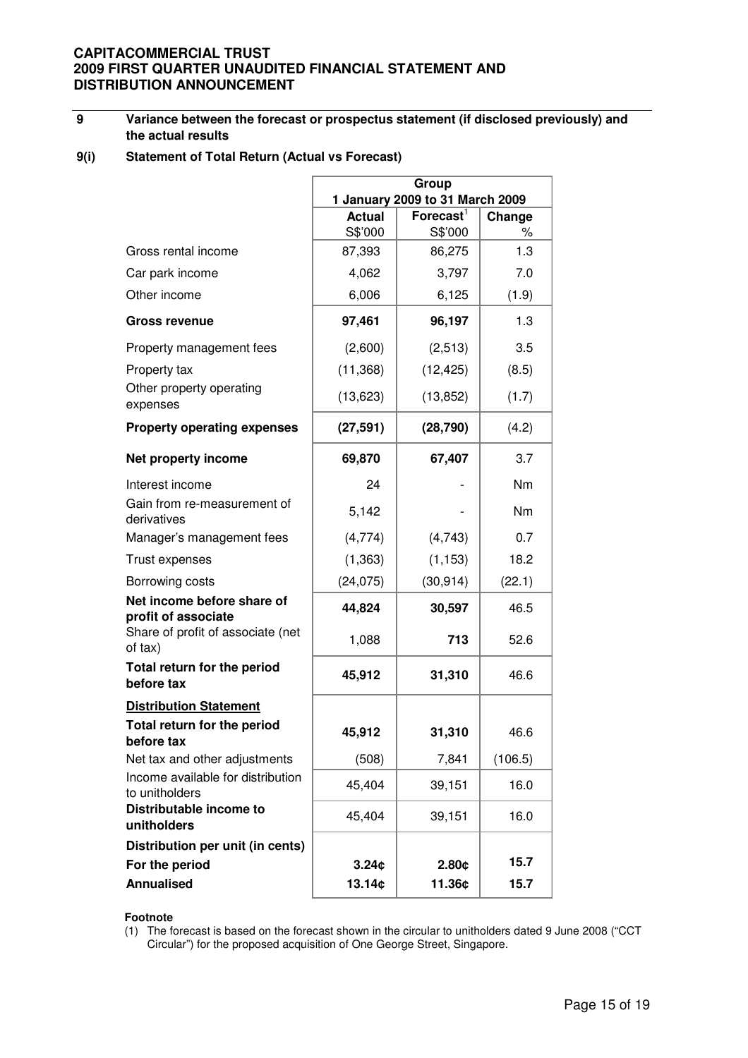## 9 Variance between the forecast or prospectus statement (if disclosed previously) and the actual results

### 9(i) Statement of Total Return (Actual vs Forecast)

| | Group | | |
|---|---|---|---|
| | 1 January 2009 to 31 March 2009 | | |
| | **Actual** S$'000 | **Forecast**[1] S$'000 | **Change** % |
| Gross rental income | 87,393 | 86,275 | 1.3 |
| Car park income | 4,062 | 3,797 | 7.0 |
| Other income | 6,006 | 6,125 | (1.9) |
| **Gross revenue** | **97,461** | **96,197** | 1.3 |
| Property management fees | (2,600) | (2,513) | 3.5 |
| Property tax | (11,368) | (12,425) | (8.5) |
| Other property operating expenses | (13,623) | (13,852) | (1.7) |
| **Property operating expenses** | **(27,591)** | **(28,790)** | (4.2) |
| **Net property income** | **69,870** | **67,407** | 3.7 |
| Interest income | 24 | - | Nm |
| Gain from re-measurement of derivatives | 5,142 | - | Nm |
| Manager's management fees | (4,774) | (4,743) | 0.7 |
| Trust expenses | (1,363) | (1,153) | 18.2 |
| Borrowing costs | (24,075) | (30,914) | (22.1) |
| **Net income before share of profit of associate** | **44,824** | **30,597** | 46.5 |
| Share of profit of associate (net of tax) | 1,088 | **713** | 52.6 |
| **Total return for the period before tax** | **45,912** | **31,310** | 46.6 |
| **Distribution Statement** | | | |
| **Total return for the period before tax** | **45,912** | **31,310** | 46.6 |
| Net tax and other adjustments | (508) | 7,841 | (106.5) |
| Income available for distribution to unitholders | 45,404 | 39,151 | 16.0 |
| **Distributable income to unitholders** | 45,404 | 39,151 | 16.0 |
| **Distribution per unit (in cents)** | | | |
| **For the period** | **3.24¢** | **2.80¢** | **15.7** |
| **Annualised** | **13.14¢** | **11.36¢** | **15.7** |

**Footnote**

(1) The forecast is based on the forecast shown in the circular to unitholders dated 9 June 2008 ("CCT Circular") for the proposed acquisition of One George Street, Singapore.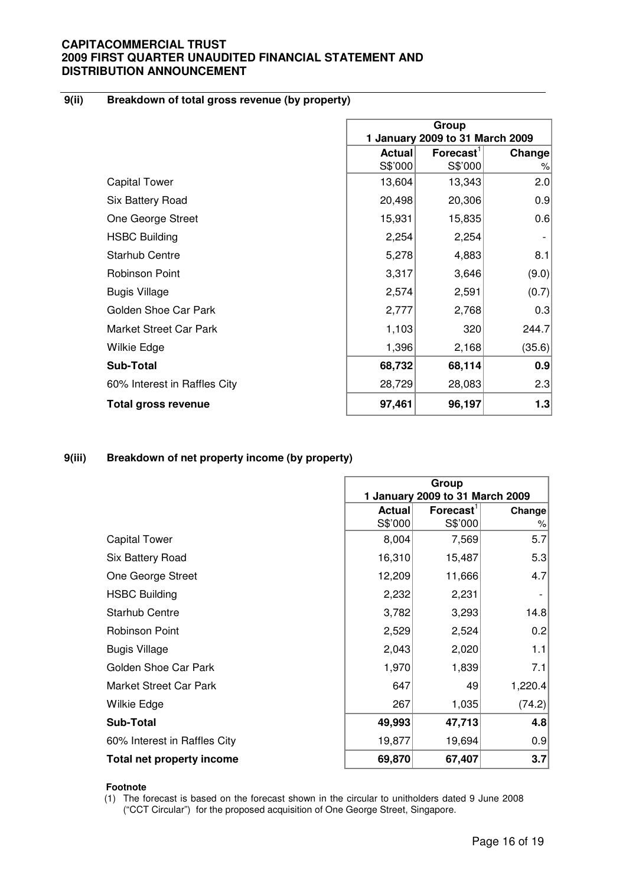## 9(ii) Breakdown of total gross revenue (by property)

| | Group 1 January 2009 to 31 March 2009 | | |
|---|---|---|---|
| | Actual S$'000 | Forecast[1] S$'000 | Change % |
| Capital Tower | 13,604 | 13,343 | 2.0 |
| Six Battery Road | 20,498 | 20,306 | 0.9 |
| One George Street | 15,931 | 15,835 | 0.6 |
| HSBC Building | 2,254 | 2,254 | - |
| Starhub Centre | 5,278 | 4,883 | 8.1 |
| Robinson Point | 3,317 | 3,646 | (9.0) |
| Bugis Village | 2,574 | 2,591 | (0.7) |
| Golden Shoe Car Park | 2,777 | 2,768 | 0.3 |
| Market Street Car Park | 1,103 | 320 | 244.7 |
| Wilkie Edge | 1,396 | 2,168 | (35.6) |
| **Sub-Total** | **68,732** | **68,114** | **0.9** |
| 60% Interest in Raffles City | 28,729 | 28,083 | 2.3 |
| **Total gross revenue** | **97,461** | **96,197** | **1.3** |

## 9(iii) Breakdown of net property income (by property)

| | Group 1 January 2009 to 31 March 2009 | | |
|---|---|---|---|
| | Actual S$'000 | Forecast[1] S$'000 | Change % |
| Capital Tower | 8,004 | 7,569 | 5.7 |
| Six Battery Road | 16,310 | 15,487 | 5.3 |
| One George Street | 12,209 | 11,666 | 4.7 |
| HSBC Building | 2,232 | 2,231 | - |
| Starhub Centre | 3,782 | 3,293 | 14.8 |
| Robinson Point | 2,529 | 2,524 | 0.2 |
| Bugis Village | 2,043 | 2,020 | 1.1 |
| Golden Shoe Car Park | 1,970 | 1,839 | 7.1 |
| Market Street Car Park | 647 | 49 | 1,220.4 |
| Wilkie Edge | 267 | 1,035 | (74.2) |
| **Sub-Total** | **49,993** | **47,713** | **4.8** |
| 60% Interest in Raffles City | 19,877 | 19,694 | 0.9 |
| **Total net property income** | **69,870** | **67,407** | **3.7** |

**Footnote**

(1) The forecast is based on the forecast shown in the circular to unitholders dated 9 June 2008 ("CCT Circular") for the proposed acquisition of One George Street, Singapore.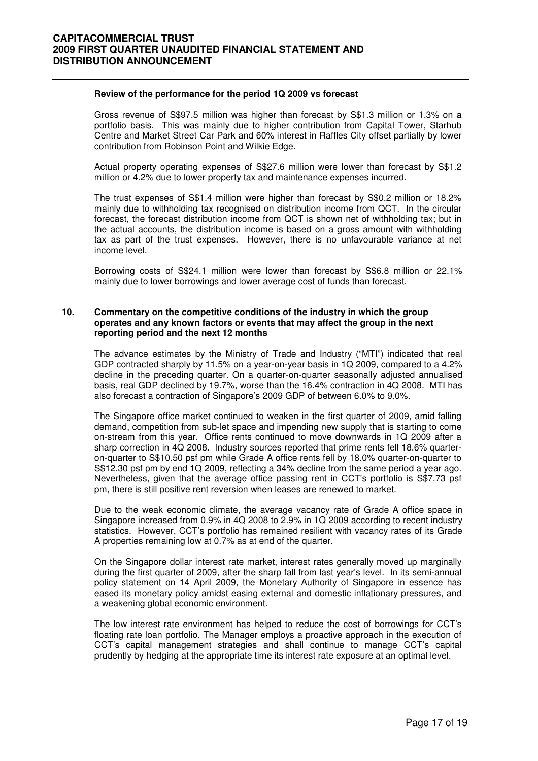**Review of the performance for the period 1Q 2009 vs forecast**

Gross revenue of S$97.5 million was higher than forecast by S$1.3 million or 1.3% on a portfolio basis. This was mainly due to higher contribution from Capital Tower, Starhub Centre and Market Street Car Park and 60% interest in Raffles City offset partially by lower contribution from Robinson Point and Wilkie Edge.

Actual property operating expenses of S$27.6 million were lower than forecast by S$1.2 million or 4.2% due to lower property tax and maintenance expenses incurred.

The trust expenses of S$1.4 million were higher than forecast by S$0.2 million or 18.2% mainly due to withholding tax recognised on distribution income from QCT. In the circular forecast, the forecast distribution income from QCT is shown net of withholding tax; but in the actual accounts, the distribution income is based on a gross amount with withholding tax as part of the trust expenses. However, there is no unfavourable variance at net income level.

Borrowing costs of S$24.1 million were lower than forecast by S$6.8 million or 22.1% mainly due to lower borrowings and lower average cost of funds than forecast.

## 10. Commentary on the competitive conditions of the industry in which the group operates and any known factors or events that may affect the group in the next reporting period and the next 12 months

The advance estimates by the Ministry of Trade and Industry ("MTI") indicated that real GDP contracted sharply by 11.5% on a year-on-year basis in 1Q 2009, compared to a 4.2% decline in the preceding quarter. On a quarter-on-quarter seasonally adjusted annualised basis, real GDP declined by 19.7%, worse than the 16.4% contraction in 4Q 2008. MTI has also forecast a contraction of Singapore's 2009 GDP of between 6.0% to 9.0%.

The Singapore office market continued to weaken in the first quarter of 2009, amid falling demand, competition from sub-let space and impending new supply that is starting to come on-stream from this year. Office rents continued to move downwards in 1Q 2009 after a sharp correction in 4Q 2008. Industry sources reported that prime rents fell 18.6% quarter-on-quarter to S$10.50 psf pm while Grade A office rents fell by 18.0% quarter-on-quarter to S$12.30 psf pm by end 1Q 2009, reflecting a 34% decline from the same period a year ago. Nevertheless, given that the average office passing rent in CCT's portfolio is S$7.73 psf pm, there is still positive rent reversion when leases are renewed to market.

Due to the weak economic climate, the average vacancy rate of Grade A office space in Singapore increased from 0.9% in 4Q 2008 to 2.9% in 1Q 2009 according to recent industry statistics. However, CCT's portfolio has remained resilient with vacancy rates of its Grade A properties remaining low at 0.7% as at end of the quarter.

On the Singapore dollar interest rate market, interest rates generally moved up marginally during the first quarter of 2009, after the sharp fall from last year's level. In its semi-annual policy statement on 14 April 2009, the Monetary Authority of Singapore in essence has eased its monetary policy amidst easing external and domestic inflationary pressures, and a weakening global economic environment.

The low interest rate environment has helped to reduce the cost of borrowings for CCT's floating rate loan portfolio. The Manager employs a proactive approach in the execution of CCT's capital management strategies and shall continue to manage CCT's capital prudently by hedging at the appropriate time its interest rate exposure at an optimal level.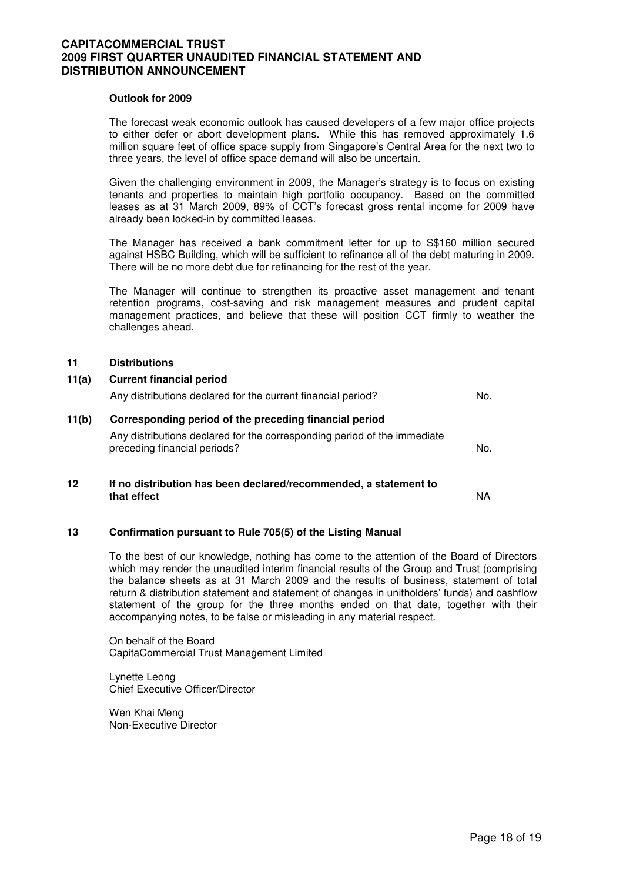**Outlook for 2009**

The forecast weak economic outlook has caused developers of a few major office projects to either defer or abort development plans. While this has removed approximately 1.6 million square feet of office space supply from Singapore's Central Area for the next two to three years, the level of office space demand will also be uncertain.

Given the challenging environment in 2009, the Manager's strategy is to focus on existing tenants and properties to maintain high portfolio occupancy. Based on the committed leases as at 31 March 2009, 89% of CCT's forecast gross rental income for 2009 have already been locked-in by committed leases.

The Manager has received a bank commitment letter for up to S$160 million secured against HSBC Building, which will be sufficient to refinance all of the debt maturing in 2009. There will be no more debt due for refinancing for the rest of the year.

The Manager will continue to strengthen its proactive asset management and tenant retention programs, cost-saving and risk management measures and prudent capital management practices, and believe that these will position CCT firmly to weather the challenges ahead.

## 11 Distributions

### 11(a) Current financial period

Any distributions declared for the current financial period? No.

### 11(b) Corresponding period of the preceding financial period

Any distributions declared for the corresponding period of the immediate preceding financial periods? No.

## 12 If no distribution has been declared/recommended, a statement to that effect

NA

## 13 Confirmation pursuant to Rule 705(5) of the Listing Manual

To the best of our knowledge, nothing has come to the attention of the Board of Directors which may render the unaudited interim financial results of the Group and Trust (comprising the balance sheets as at 31 March 2009 and the results of business, statement of total return & distribution statement and statement of changes in unitholders' funds) and cashflow statement of the group for the three months ended on that date, together with their accompanying notes, to be false or misleading in any material respect.

On behalf of the Board
CapitaCommercial Trust Management Limited

Lynette Leong
Chief Executive Officer/Director

Wen Khai Meng
Non-Executive Director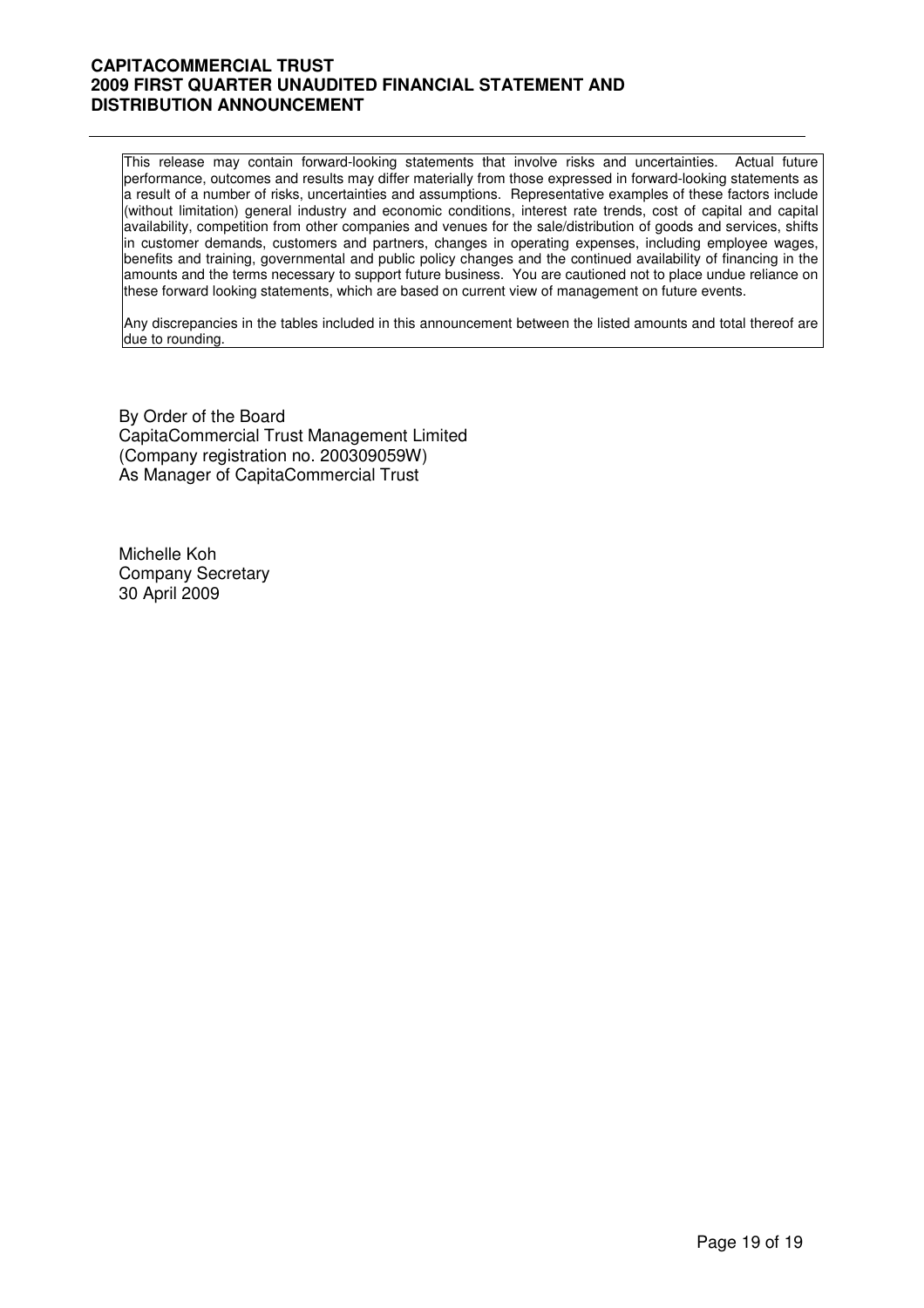This release may contain forward-looking statements that involve risks and uncertainties. Actual future performance, outcomes and results may differ materially from those expressed in forward-looking statements as a result of a number of risks, uncertainties and assumptions. Representative examples of these factors include (without limitation) general industry and economic conditions, interest rate trends, cost of capital and capital availability, competition from other companies and venues for the sale/distribution of goods and services, shifts in customer demands, customers and partners, changes in operating expenses, including employee wages, benefits and training, governmental and public policy changes and the continued availability of financing in the amounts and the terms necessary to support future business. You are cautioned not to place undue reliance on these forward looking statements, which are based on current view of management on future events.

Any discrepancies in the tables included in this announcement between the listed amounts and total thereof are due to rounding.

By Order of the Board
CapitaCommercial Trust Management Limited
(Company registration no. 200309059W)
As Manager of CapitaCommercial Trust

Michelle Koh
Company Secretary
30 April 2009